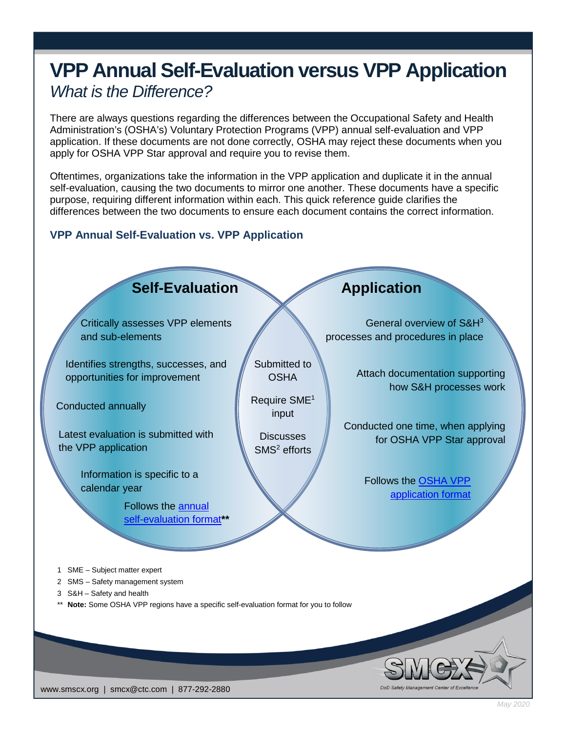# VPP Annual Self-Evaluation versus VPP Application

*What is the Difference?*

There are always questions regarding the differences between the Occupational Safety and Health Administration's (OSHA's) Voluntary Protection Programs (VPP) annual self-evaluation and VPP application. If these documents are not done correctly, OSHA may reject these documents when you apply for OSHA VPP Star approval and require you to revise them.

Oftentimes, organizations take the information in the VPP application and duplicate it in the annual self-evaluation, causing the two documents to mirror one another. These documents have a specific purpose, requiring different information within each. This quick reference guide clarifies the differences between the two documents to ensure each document contains the correct information.

## VPP Annual Self-Evaluation vs. VPP Application

### Self-Evaluation

- Critically assesses VPP elements and sub-elements
- Identifies strengths, successes, and opportunities for improvement
- Conducted annually
- Latest evaluation is submitted with the VPP application
- Information is specific to a calendar year
- Follows the annual self-evaluation format**

### Both

- Submitted to OSHA
- Require SME[1] input
- Discusses SMS[2] efforts

### Application

- General overview of S&H[3] processes and procedures in place
- Attach documentation supporting how S&H processes work
- Conducted one time, when applying for OSHA VPP Star approval
- Follows the OSHA VPP application format

1 SME – Subject matter expert

2 SMS – Safety management system

3 S&H – Safety and health

** **Note:** Some OSHA VPP regions have a specific self-evaluation format for you to follow

www.smcx.org | smcx@ctc.com | 877-292-2880

DoD Safety Management Center of Excellence

May 2020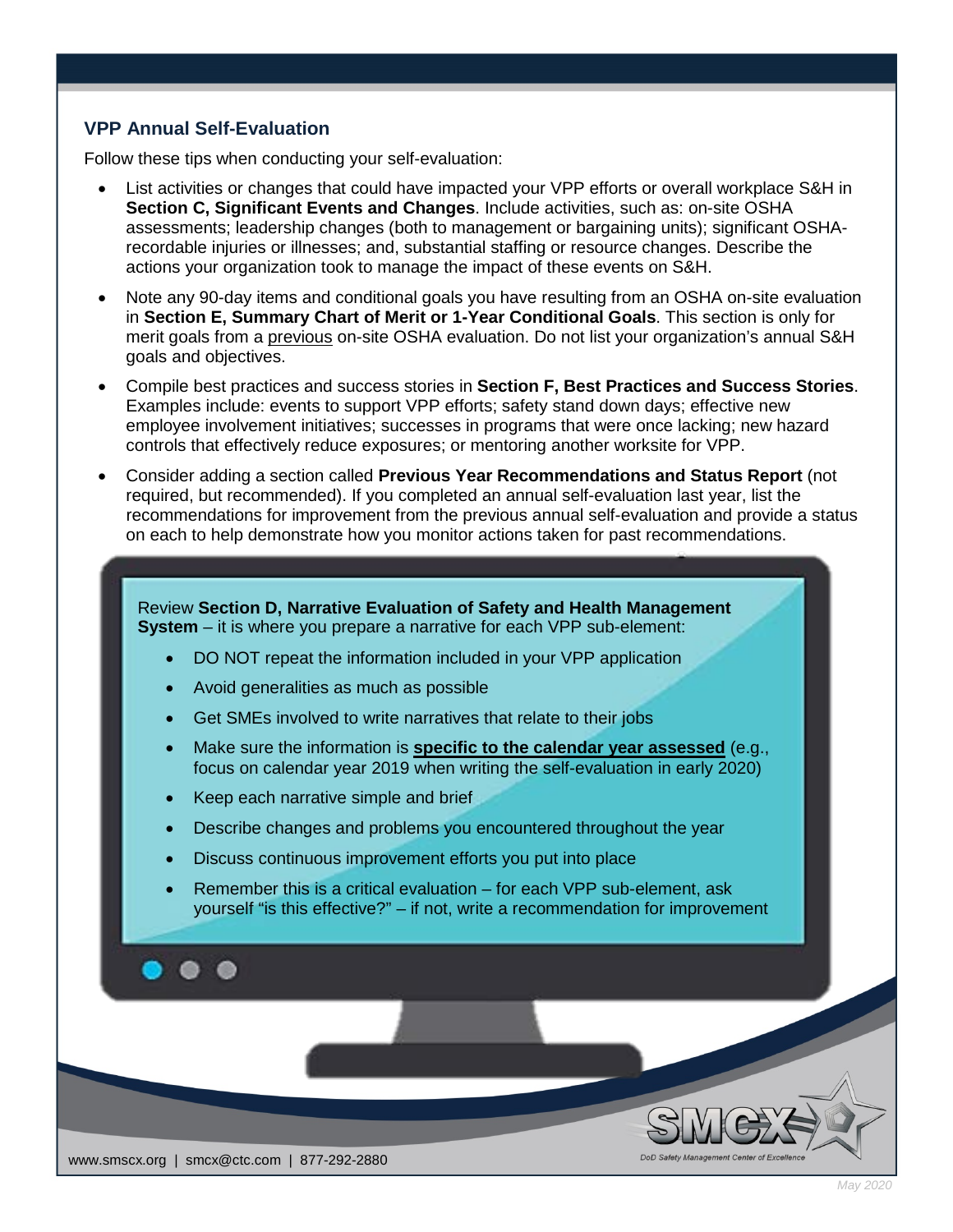## VPP Annual Self-Evaluation

Follow these tips when conducting your self-evaluation:

- List activities or changes that could have impacted your VPP efforts or overall workplace S&H in **Section C, Significant Events and Changes**. Include activities, such as: on-site OSHA assessments; leadership changes (both to management or bargaining units); significant OSHA-recordable injuries or illnesses; and, substantial staffing or resource changes. Describe the actions your organization took to manage the impact of these events on S&H.
- Note any 90-day items and conditional goals you have resulting from an OSHA on-site evaluation in **Section E, Summary Chart of Merit or 1-Year Conditional Goals**. This section is only for merit goals from a previous on-site OSHA evaluation. Do not list your organization's annual S&H goals and objectives.
- Compile best practices and success stories in **Section F, Best Practices and Success Stories**. Examples include: events to support VPP efforts; safety stand down days; effective new employee involvement initiatives; successes in programs that were once lacking; new hazard controls that effectively reduce exposures; or mentoring another worksite for VPP.
- Consider adding a section called **Previous Year Recommendations and Status Report** (not required, but recommended). If you completed an annual self-evaluation last year, list the recommendations for improvement from the previous annual self-evaluation and provide a status on each to help demonstrate how you monitor actions taken for past recommendations.

Review **Section D, Narrative Evaluation of Safety and Health Management System** – it is where you prepare a narrative for each VPP sub-element:

- DO NOT repeat the information included in your VPP application
- Avoid generalities as much as possible
- Get SMEs involved to write narratives that relate to their jobs
- Make sure the information is **specific to the calendar year assessed** (e.g., focus on calendar year 2019 when writing the self-evaluation in early 2020)
- Keep each narrative simple and brief
- Describe changes and problems you encountered throughout the year
- Discuss continuous improvement efforts you put into place
- Remember this is a critical evaluation – for each VPP sub-element, ask yourself "is this effective?" – if not, write a recommendation for improvement

www.smscx.org | smcx@ctc.com | 877-292-2880

SMCX DoD Safety Management Center of Excellence

May 2020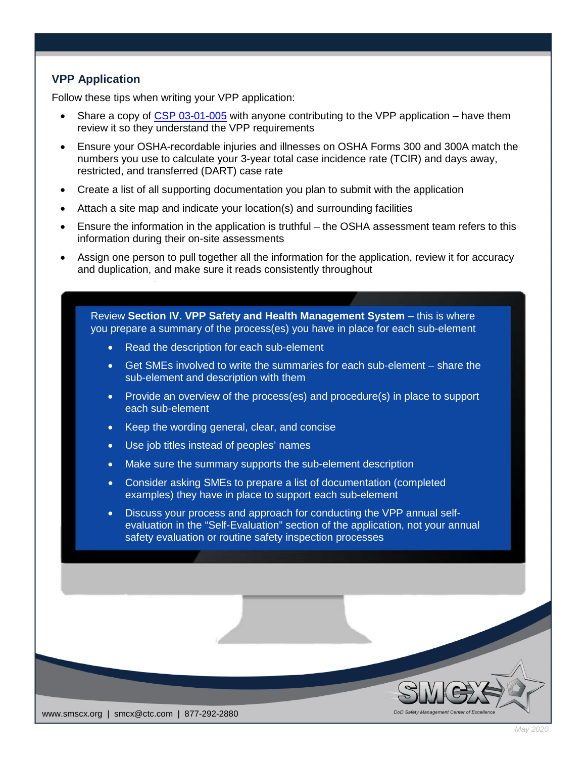## VPP Application

Follow these tips when writing your VPP application:

- Share a copy of [CSP 03-01-005] with anyone contributing to the VPP application – have them review it so they understand the VPP requirements
- Ensure your OSHA-recordable injuries and illnesses on OSHA Forms 300 and 300A match the numbers you use to calculate your 3-year total case incidence rate (TCIR) and days away, restricted, and transferred (DART) case rate
- Create a list of all supporting documentation you plan to submit with the application
- Attach a site map and indicate your location(s) and surrounding facilities
- Ensure the information in the application is truthful – the OSHA assessment team refers to this information during their on-site assessments
- Assign one person to pull together all the information for the application, review it for accuracy and duplication, and make sure it reads consistently throughout

Review **Section IV. VPP Safety and Health Management System** – this is where you prepare a summary of the process(es) you have in place for each sub-element

- Read the description for each sub-element
- Get SMEs involved to write the summaries for each sub-element – share the sub-element and description with them
- Provide an overview of the process(es) and procedure(s) in place to support each sub-element
- Keep the wording general, clear, and concise
- Use job titles instead of peoples' names
- Make sure the summary supports the sub-element description
- Consider asking SMEs to prepare a list of documentation (completed examples) they have in place to support each sub-element
- Discuss your process and approach for conducting the VPP annual self-evaluation in the "Self-Evaluation" section of the application, not your annual safety evaluation or routine safety inspection processes

www.smcx.org | smcx@ctc.com | 877-292-2880

SMCX DoD Safety Management Center of Excellence

*May 2020*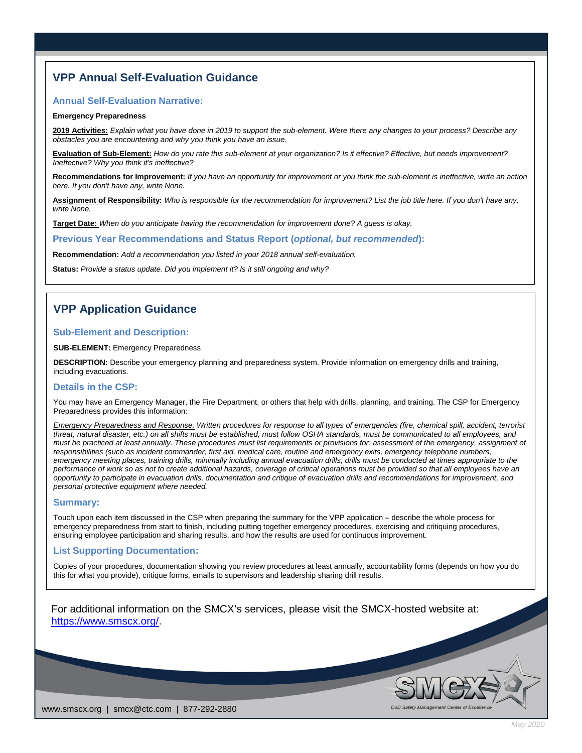## VPP Annual Self-Evaluation Guidance

### Annual Self-Evaluation Narrative:

**Emergency Preparedness**

**2019 Activities:** *Explain what you have done in 2019 to support the sub-element. Were there any changes to your process? Describe any obstacles you are encountering and why you think you have an issue.*

**Evaluation of Sub-Element:** *How do you rate this sub-element at your organization? Is it effective? Effective, but needs improvement? Ineffective? Why you think it's ineffective?*

**Recommendations for Improvement:** *If you have an opportunity for improvement or you think the sub-element is ineffective, write an action here. If you don't have any, write None.*

**Assignment of Responsibility:** *Who is responsible for the recommendation for improvement? List the job title here. If you don't have any, write None.*

**Target Date:** *When do you anticipate having the recommendation for improvement done? A guess is okay.*

### Previous Year Recommendations and Status Report (*optional, but recommended*):

**Recommendation:** *Add a recommendation you listed in your 2018 annual self-evaluation.*

**Status:** *Provide a status update. Did you implement it? Is it still ongoing and why?*

## VPP Application Guidance

### Sub-Element and Description:

**SUB-ELEMENT:** Emergency Preparedness

**DESCRIPTION:** Describe your emergency planning and preparedness system. Provide information on emergency drills and training, including evacuations.

### Details in the CSP:

You may have an Emergency Manager, the Fire Department, or others that help with drills, planning, and training. The CSP for Emergency Preparedness provides this information:

*Emergency Preparedness and Response. Written procedures for response to all types of emergencies (fire, chemical spill, accident, terrorist threat, natural disaster, etc.) on all shifts must be established, must follow OSHA standards, must be communicated to all employees, and must be practiced at least annually. These procedures must list requirements or provisions for: assessment of the emergency, assignment of responsibilities (such as incident commander, first aid, medical care, routine and emergency exits, emergency telephone numbers, emergency meeting places, training drills, minimally including annual evacuation drills, drills must be conducted at times appropriate to the performance of work so as not to create additional hazards, coverage of critical operations must be provided so that all employees have an opportunity to participate in evacuation drills, documentation and critique of evacuation drills and recommendations for improvement, and personal protective equipment where needed.*

### Summary:

Touch upon each item discussed in the CSP when preparing the summary for the VPP application – describe the whole process for emergency preparedness from start to finish, including putting together emergency procedures, exercising and critiquing procedures, ensuring employee participation and sharing results, and how the results are used for continuous improvement.

### List Supporting Documentation:

Copies of your procedures, documentation showing you review procedures at least annually, accountability forms (depends on how you do this for what you provide), critique forms, emails to supervisors and leadership sharing drill results.

For additional information on the SMCX's services, please visit the SMCX-hosted website at: https://www.smcx.org/.

www.smcx.org | smcx@ctc.com | 877-292-2880

SMCX DoD Safety Management Center of Excellence

May 2020